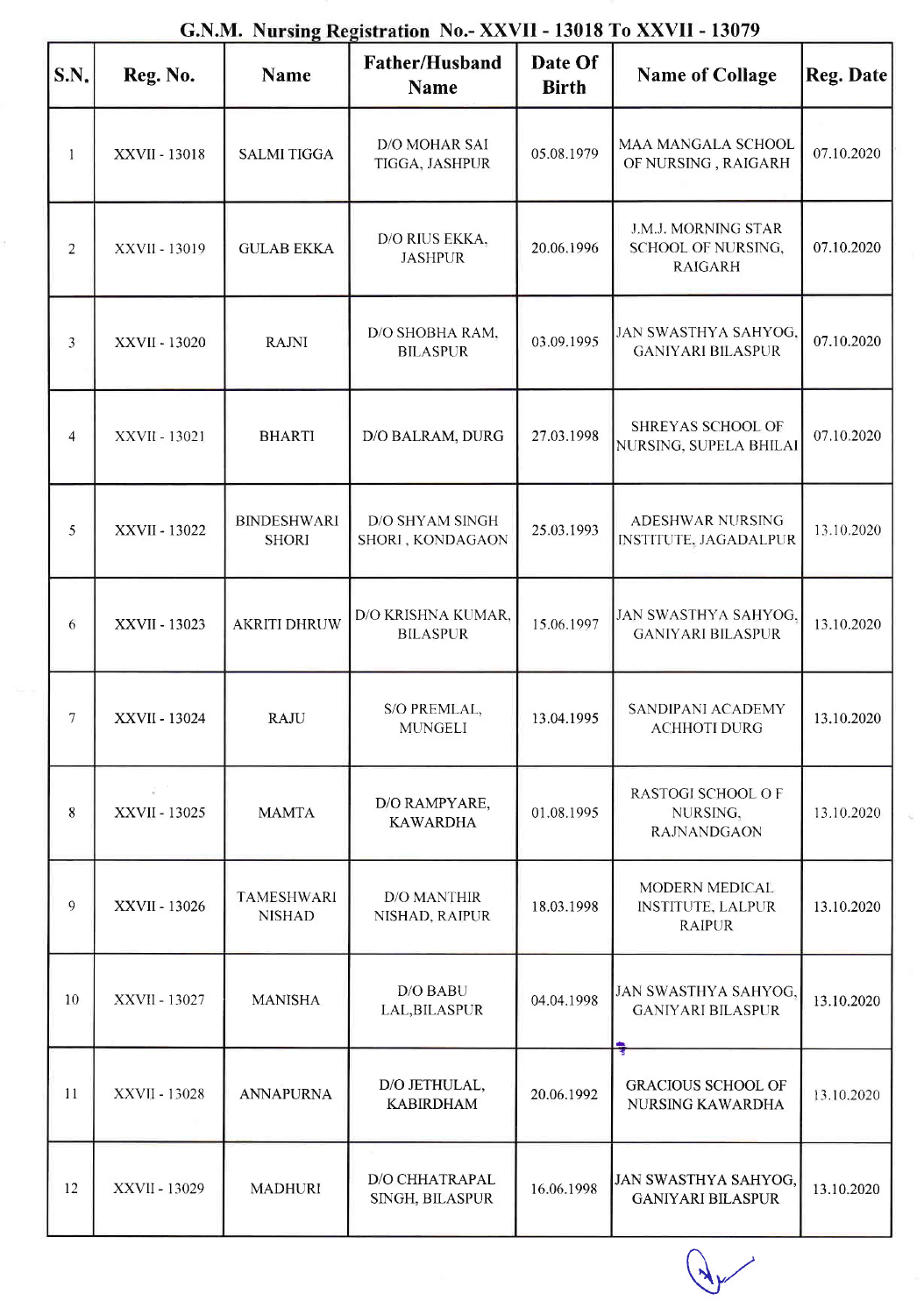## G.N.M. Nursing Registration No.- XXVII - 13018 To XXVII - 13079

| S.N. | Reg. No. | Name | Father/Husband Name | Date Of Birth | Name of Collage | Reg. Date |
|---|---|---|---|---|---|---|
| 1 | XXVII - 13018 | SALMI TIGGA | D/O MOHAR SAI TIGGA, JASHPUR | 05.08.1979 | MAA MANGALA SCHOOL OF NURSING , RAIGARH | 07.10.2020 |
| 2 | XXVII - 13019 | GULAB EKKA | D/O RIUS EKKA, JASHPUR | 20.06.1996 | J.M.J. MORNING STAR SCHOOL OF NURSING, RAIGARH | 07.10.2020 |
| 3 | XXVII - 13020 | RAJNI | D/O SHOBHA RAM, BILASPUR | 03.09.1995 | JAN SWASTHYA SAHYOG, GANIYARI BILASPUR | 07.10.2020 |
| 4 | XXVII - 13021 | BHARTI | D/O BALRAM, DURG | 27.03.1998 | SHREYAS SCHOOL OF NURSING, SUPELA BHILAI | 07.10.2020 |
| 5 | XXVII - 13022 | BINDESHWARI SHORI | D/O SHYAM SINGH SHORI , KONDAGAON | 25.03.1993 | ADESHWAR NURSING INSTITUTE, JAGADALPUR | 13.10.2020 |
| 6 | XXVII - 13023 | AKRITI DHRUW | D/O KRISHNA KUMAR, BILASPUR | 15.06.1997 | JAN SWASTHYA SAHYOG, GANIYARI BILASPUR | 13.10.2020 |
| 7 | XXVII - 13024 | RAJU | S/O PREMLAL, MUNGELI | 13.04.1995 | SANDIPANI ACADEMY ACHHOTI DURG | 13.10.2020 |
| 8 | XXVII - 13025 | MAMTA | D/O RAMPYARE, KAWARDHA | 01.08.1995 | RASTOGI SCHOOL O F NURSING, RAJNANDGAON | 13.10.2020 |
| 9 | XXVII - 13026 | TAMESHWARI NISHAD | D/O MANTHIR NISHAD, RAIPUR | 18.03.1998 | MODERN MEDICAL INSTITUTE, LALPUR RAIPUR | 13.10.2020 |
| 10 | XXVII - 13027 | MANISHA | D/O BABU LAL,BILASPUR | 04.04.1998 | JAN SWASTHYA SAHYOG, GANIYARI BILASPUR | 13.10.2020 |
| 11 | XXVII - 13028 | ANNAPURNA | D/O JETHULAL, KABIRDHAM | 20.06.1992 | GRACIOUS SCHOOL OF NURSING KAWARDHA | 13.10.2020 |
| 12 | XXVII - 13029 | MADHURI | D/O CHHATRAPAL SINGH, BILASPUR | 16.06.1998 | JAN SWASTHYA SAHYOG, GANIYARI BILASPUR | 13.10.2020 |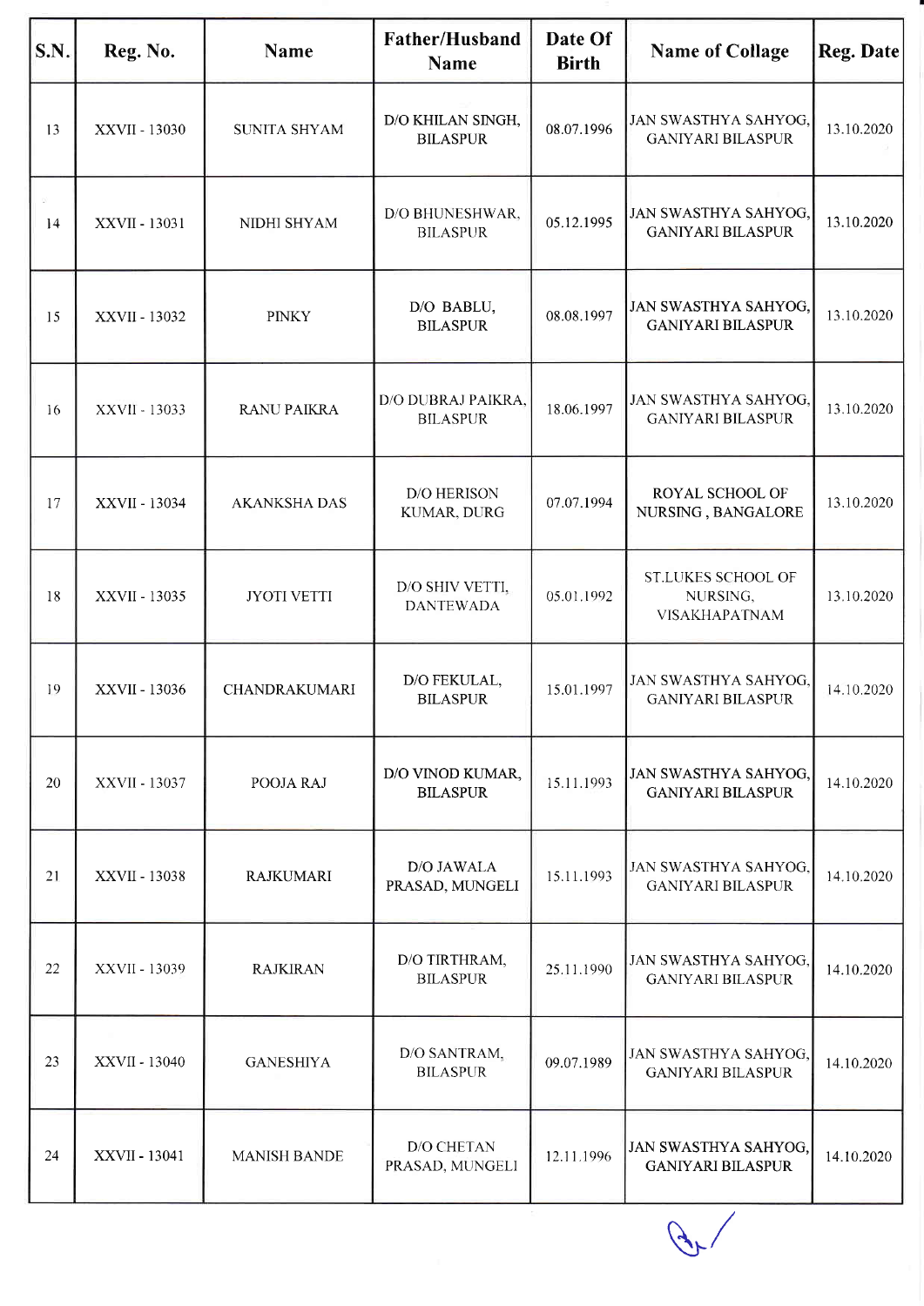| S.N. | Reg. No. | Name | Father/Husband Name | Date Of Birth | Name of Collage | Reg. Date |
|---|---|---|---|---|---|---|
| 13 | XXVII - 13030 | SUNITA SHYAM | D/O KHILAN SINGH, BILASPUR | 08.07.1996 | JAN SWASTHYA SAHYOG, GANIYARI BILASPUR | 13.10.2020 |
| 14 | XXVII - 13031 | NIDHI SHYAM | D/O BHUNESHWAR, BILASPUR | 05.12.1995 | JAN SWASTHYA SAHYOG, GANIYARI BILASPUR | 13.10.2020 |
| 15 | XXVII - 13032 | PINKY | D/O BABLU, BILASPUR | 08.08.1997 | JAN SWASTHYA SAHYOG, GANIYARI BILASPUR | 13.10.2020 |
| 16 | XXVII - 13033 | RANU PAIKRA | D/O DUBRAJ PAIKRA, BILASPUR | 18.06.1997 | JAN SWASTHYA SAHYOG, GANIYARI BILASPUR | 13.10.2020 |
| 17 | XXVII - 13034 | AKANKSHA DAS | D/O HERISON KUMAR, DURG | 07.07.1994 | ROYAL SCHOOL OF NURSING , BANGALORE | 13.10.2020 |
| 18 | XXVII - 13035 | JYOTI VETTI | D/O SHIV VETTI, DANTEWADA | 05.01.1992 | ST.LUKES SCHOOL OF NURSING, VISAKHAPATNAM | 13.10.2020 |
| 19 | XXVII - 13036 | CHANDRAKUMARI | D/O FEKULAL, BILASPUR | 15.01.1997 | JAN SWASTHYA SAHYOG, GANIYARI BILASPUR | 14.10.2020 |
| 20 | XXVII - 13037 | POOJA RAJ | D/O VINOD KUMAR, BILASPUR | 15.11.1993 | JAN SWASTHYA SAHYOG, GANIYARI BILASPUR | 14.10.2020 |
| 21 | XXVII - 13038 | RAJKUMARI | D/O JAWALA PRASAD, MUNGELI | 15.11.1993 | JAN SWASTHYA SAHYOG, GANIYARI BILASPUR | 14.10.2020 |
| 22 | XXVII - 13039 | RAJKIRAN | D/O TIRTHRAM, BILASPUR | 25.11.1990 | JAN SWASTHYA SAHYOG, GANIYARI BILASPUR | 14.10.2020 |
| 23 | XXVII - 13040 | GANESHIYA | D/O SANTRAM, BILASPUR | 09.07.1989 | JAN SWASTHYA SAHYOG, GANIYARI BILASPUR | 14.10.2020 |
| 24 | XXVII - 13041 | MANISH BANDE | D/O CHETAN PRASAD, MUNGELI | 12.11.1996 | JAN SWASTHYA SAHYOG, GANIYARI BILASPUR | 14.10.2020 |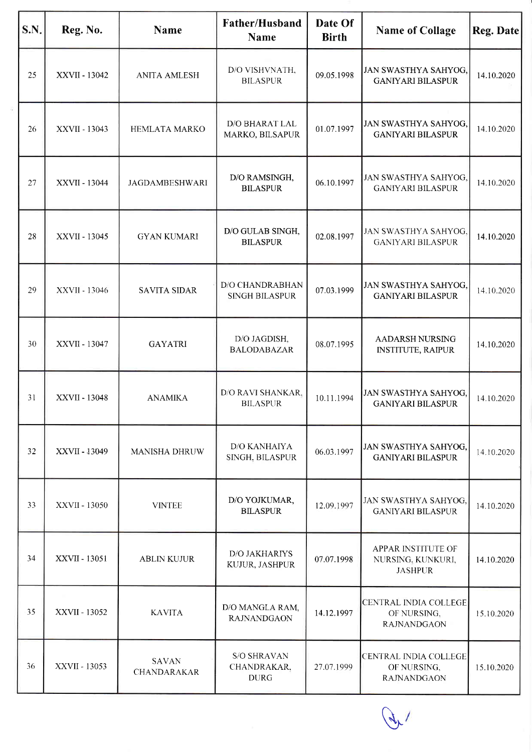| S.N. | Reg. No. | Name | Father/Husband Name | Date Of Birth | Name of Collage | Reg. Date |
|---|---|---|---|---|---|---|
| 25 | XXVII - 13042 | ANITA AMLESH | D/O VISHVNATH, BILASPUR | 09.05.1998 | JAN SWASTHYA SAHYOG, GANIYARI BILASPUR | 14.10.2020 |
| 26 | XXVII - 13043 | HEMLATA MARKO | D/O BHARAT LAL MARKO, BILSAPUR | 01.07.1997 | JAN SWASTHYA SAHYOG, GANIYARI BILASPUR | 14.10.2020 |
| 27 | XXVII - 13044 | JAGDAMBESHWARI | D/O RAMSINGH, BILASPUR | 06.10.1997 | JAN SWASTHYA SAHYOG, GANIYARI BILASPUR | 14.10.2020 |
| 28 | XXVII - 13045 | GYAN KUMARI | D/O GULAB SINGH, BILASPUR | 02.08.1997 | JAN SWASTHYA SAHYOG, GANIYARI BILASPUR | 14.10.2020 |
| 29 | XXVII - 13046 | SAVITA SIDAR | D/O CHANDRABHAN SINGH BILASPUR | 07.03.1999 | JAN SWASTHYA SAHYOG, GANIYARI BILASPUR | 14.10.2020 |
| 30 | XXVII - 13047 | GAYATRI | D/O JAGDISH, BALODABAZAR | 08.07.1995 | AADARSH NURSING INSTITUTE, RAIPUR | 14.10.2020 |
| 31 | XXVII - 13048 | ANAMIKA | D/O RAVI SHANKAR, BILASPUR | 10.11.1994 | JAN SWASTHYA SAHYOG, GANIYARI BILASPUR | 14.10.2020 |
| 32 | XXVII - 13049 | MANISHA DHRUW | D/O KANHAIYA SINGH, BILASPUR | 06.03.1997 | JAN SWASTHYA SAHYOG, GANIYARI BILASPUR | 14.10.2020 |
| 33 | XXVII - 13050 | VINTEE | D/O YOJKUMAR, BILASPUR | 12.09.1997 | JAN SWASTHYA SAHYOG, GANIYARI BILASPUR | 14.10.2020 |
| 34 | XXVII - 13051 | ABLIN KUJUR | D/O JAKHARIYS KUJUR, JASHPUR | 07.07.1998 | APPAR INSTITUTE OF NURSING, KUNKURI, JASHPUR | 14.10.2020 |
| 35 | XXVII - 13052 | KAVITA | D/O MANGLA RAM, RAJNANDGAON | 14.12.1997 | CENTRAL INDIA COLLEGE OF NURSING, RAJNANDGAON | 15.10.2020 |
| 36 | XXVII - 13053 | SAVAN CHANDARAKAR | S/O SHRAVAN CHANDRAKAR, DURG | 27.07.1999 | CENTRAL INDIA COLLEGE OF NURSING, RAJNANDGAON | 15.10.2020 |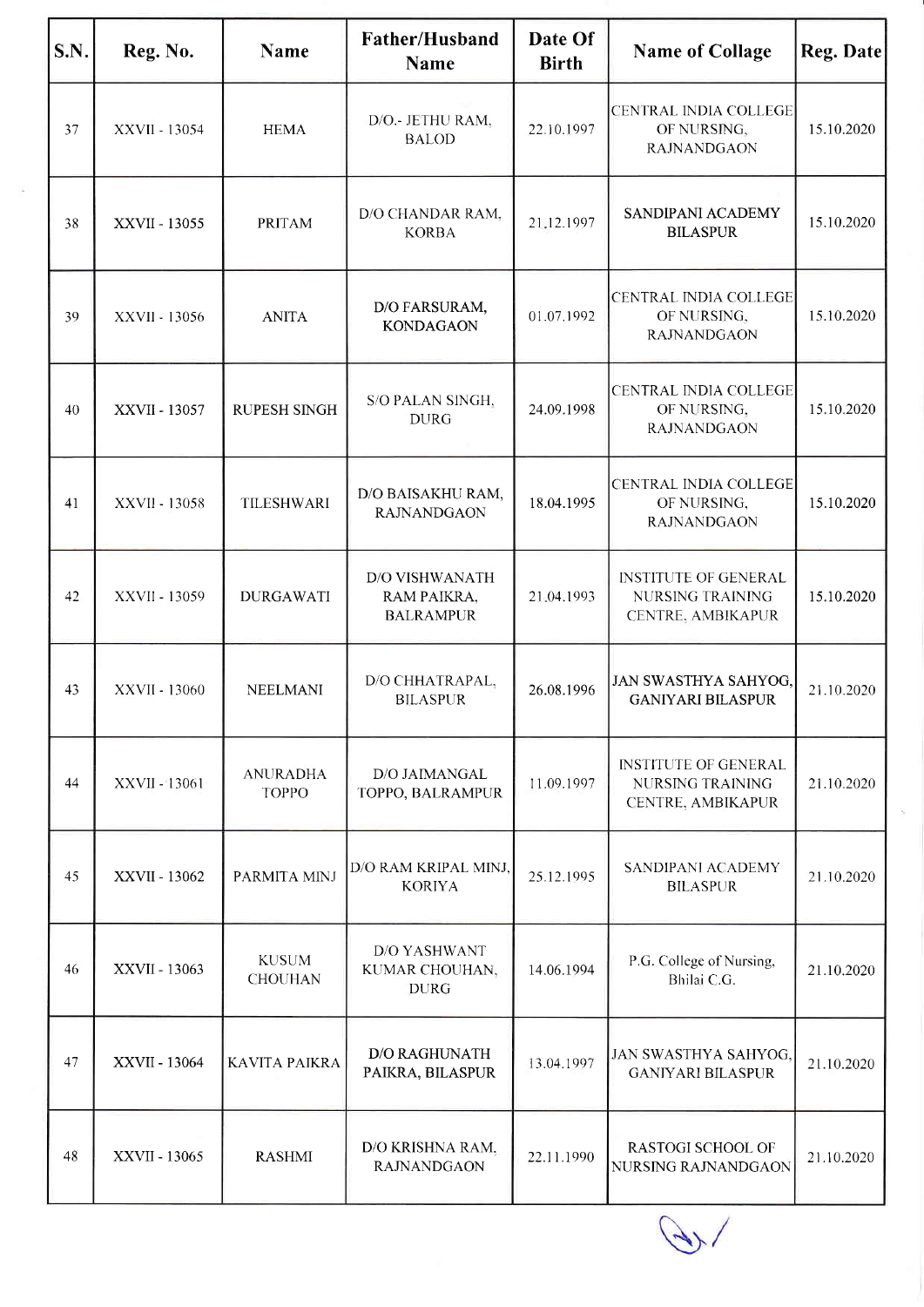| S.N. | Reg. No. | Name | Father/Husband Name | Date Of Birth | Name of Collage | Reg. Date |
|---|---|---|---|---|---|---|
| 37 | XXVII - 13054 | HEMA | D/O.- JETHU RAM, BALOD | 22.10.1997 | CENTRAL INDIA COLLEGE OF NURSING, RAJNANDGAON | 15.10.2020 |
| 38 | XXVII - 13055 | PRITAM | D/O CHANDAR RAM, KORBA | 21.12.1997 | SANDIPANI ACADEMY BILASPUR | 15.10.2020 |
| 39 | XXVII - 13056 | ANITA | D/O FARSURAM, KONDAGAON | 01.07.1992 | CENTRAL INDIA COLLEGE OF NURSING, RAJNANDGAON | 15.10.2020 |
| 40 | XXVII - 13057 | RUPESH SINGH | S/O PALAN SINGH, DURG | 24.09.1998 | CENTRAL INDIA COLLEGE OF NURSING, RAJNANDGAON | 15.10.2020 |
| 41 | XXVII - 13058 | TILESHWARI | D/O BAISAKHU RAM, RAJNANDGAON | 18.04.1995 | CENTRAL INDIA COLLEGE OF NURSING, RAJNANDGAON | 15.10.2020 |
| 42 | XXVII - 13059 | DURGAWATI | D/O VISHWANATH RAM PAIKRA, BALRAMPUR | 21.04.1993 | INSTITUTE OF GENERAL NURSING TRAINING CENTRE, AMBIKAPUR | 15.10.2020 |
| 43 | XXVII - 13060 | NEELMANI | D/O CHHATRAPAL, BILASPUR | 26.08.1996 | JAN SWASTHYA SAHYOG, GANIYARI BILASPUR | 21.10.2020 |
| 44 | XXVII - 13061 | ANURADHA TOPPO | D/O JAIMANGAL TOPPO, BALRAMPUR | 11.09.1997 | INSTITUTE OF GENERAL NURSING TRAINING CENTRE, AMBIKAPUR | 21.10.2020 |
| 45 | XXVII - 13062 | PARMITA MINJ | D/O RAM KRIPAL MINJ, KORIYA | 25.12.1995 | SANDIPANI ACADEMY BILASPUR | 21.10.2020 |
| 46 | XXVII - 13063 | KUSUM CHOUHAN | D/O YASHWANT KUMAR CHOUHAN, DURG | 14.06.1994 | P.G. College of Nursing, Bhilai C.G. | 21.10.2020 |
| 47 | XXVII - 13064 | KAVITA PAIKRA | D/O RAGHUNATH PAIKRA, BILASPUR | 13.04.1997 | JAN SWASTHYA SAHYOG, GANIYARI BILASPUR | 21.10.2020 |
| 48 | XXVII - 13065 | RASHMI | D/O KRISHNA RAM, RAJNANDGAON | 22.11.1990 | RASTOGI SCHOOL OF NURSING RAJNANDGAON | 21.10.2020 |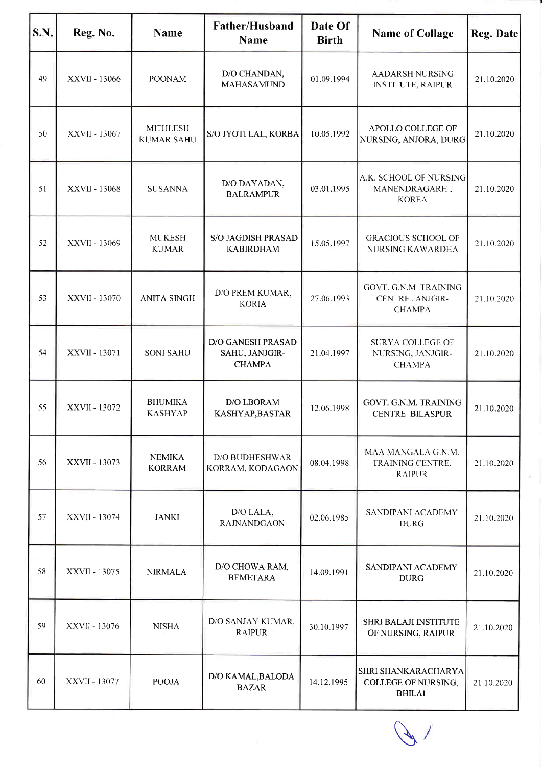| S.N. | Reg. No. | Name | Father/Husband Name | Date Of Birth | Name of Collage | Reg. Date |
|---|---|---|---|---|---|---|
| 49 | XXVII - 13066 | POONAM | D/O CHANDAN, MAHASAMUND | 01.09.1994 | AADARSH NURSING INSTITUTE, RAIPUR | 21.10.2020 |
| 50 | XXVII - 13067 | MITHLESH KUMAR SAHU | S/O JYOTI LAL, KORBA | 10.05.1992 | APOLLO COLLEGE OF NURSING, ANJORA, DURG | 21.10.2020 |
| 51 | XXVII - 13068 | SUSANNA | D/O DAYADAN, BALRAMPUR | 03.01.1995 | A.K. SCHOOL OF NURSING MANENDRAGARH , KOREA | 21.10.2020 |
| 52 | XXVII - 13069 | MUKESH KUMAR | S/O JAGDISH PRASAD KABIRDHAM | 15.05.1997 | GRACIOUS SCHOOL OF NURSING KAWARDHA | 21.10.2020 |
| 53 | XXVII - 13070 | ANITA SINGH | D/O PREM KUMAR, KORIA | 27.06.1993 | GOVT. G.N.M. TRAINING CENTRE JANJGIR-CHAMPA | 21.10.2020 |
| 54 | XXVII - 13071 | SONI SAHU | D/O GANESH PRASAD SAHU, JANJGIR-CHAMPA | 21.04.1997 | SURYA COLLEGE OF NURSING, JANJGIR-CHAMPA | 21.10.2020 |
| 55 | XXVII - 13072 | BHUMIKA KASHYAP | D/O LBORAM KASHYAP,BASTAR | 12.06.1998 | GOVT. G.N.M. TRAINING CENTRE BILASPUR | 21.10.2020 |
| 56 | XXVII - 13073 | NEMIKA KORRAM | D/O BUDHESHWAR KORRAM, KODAGAON | 08.04.1998 | MAA MANGALA G.N.M. TRAINING CENTRE, RAIPUR | 21.10.2020 |
| 57 | XXVII - 13074 | JANKI | D/O LALA, RAJNANDGAON | 02.06.1985 | SANDIPANI ACADEMY DURG | 21.10.2020 |
| 58 | XXVII - 13075 | NIRMALA | D/O CHOWA RAM, BEMETARA | 14.09.1991 | SANDIPANI ACADEMY DURG | 21.10.2020 |
| 59 | XXVII - 13076 | NISHA | D/O SANJAY KUMAR, RAIPUR | 30.10.1997 | SHRI BALAJI INSTITUTE OF NURSING, RAIPUR | 21.10.2020 |
| 60 | XXVII - 13077 | POOJA | D/O KAMAL,BALODA BAZAR | 14.12.1995 | SHRI SHANKARACHARYA COLLEGE OF NURSING, BHILAI | 21.10.2020 |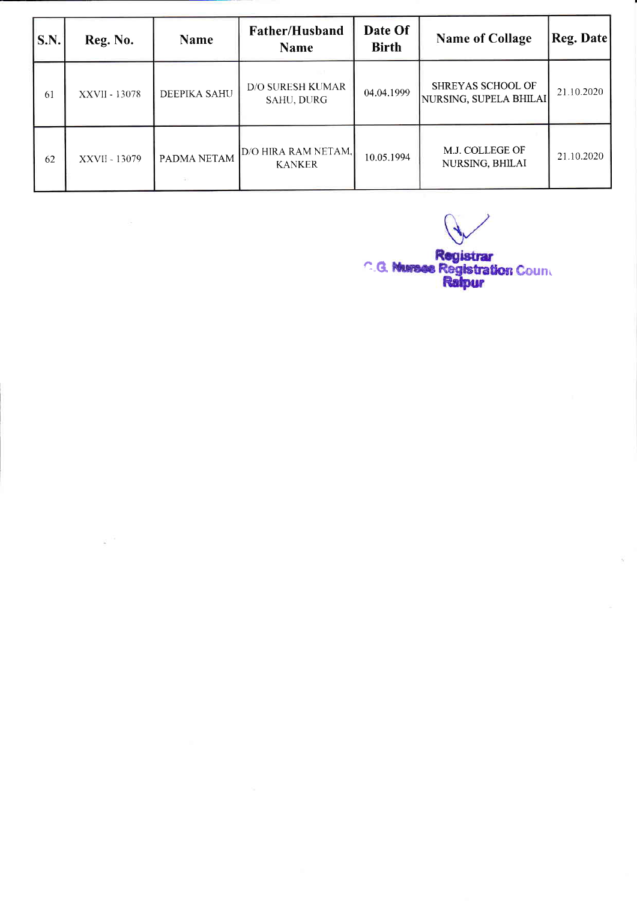| S.N. | Reg. No. | Name | Father/Husband Name | Date Of Birth | Name of Collage | Reg. Date |
|---|---|---|---|---|---|---|
| 61 | XXVII - 13078 | DEEPIKA SAHU | D/O SURESH KUMAR SAHU, DURG | 04.04.1999 | SHREYAS SCHOOL OF NURSING, SUPELA BHILAI | 21.10.2020 |
| 62 | XXVII - 13079 | PADMA NETAM | D/O HIRA RAM NETAM, KANKER | 10.05.1994 | M.J. COLLEGE OF NURSING, BHILAI | 21.10.2020 |

Registrar
C.G. Nurses Registration Coun.
Raipur